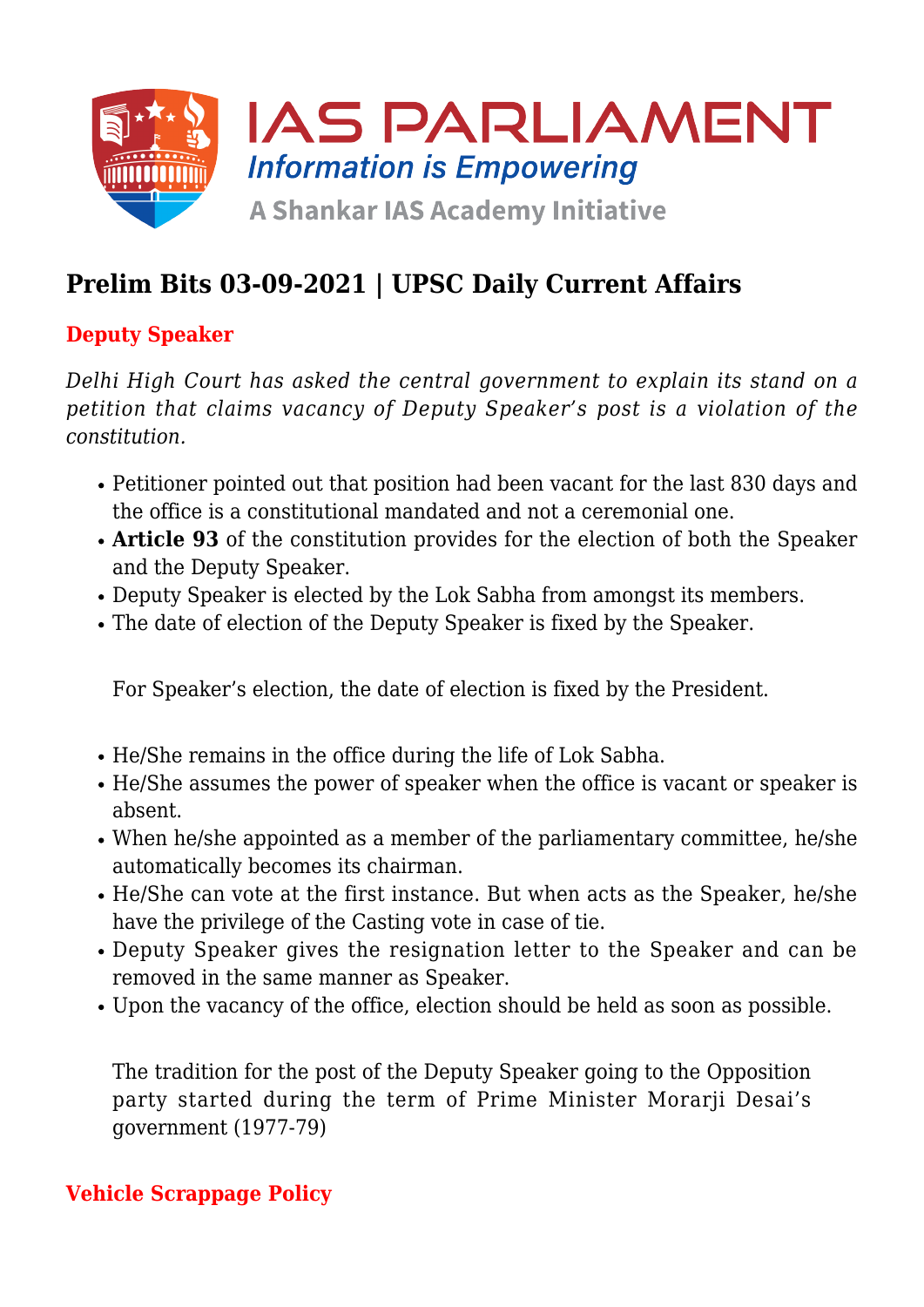# IAS PARLIAMENT

*Information is Empowering*

A Shankar IAS Academy Initiative

## Prelim Bits 03-09-2021 | UPSC Daily Current Affairs

### Deputy Speaker

*Delhi High Court has asked the central government to explain its stand on a petition that claims vacancy of Deputy Speaker's post is a violation of the constitution.*

- Petitioner pointed out that position had been vacant for the last 830 days and the office is a constitutional mandated and not a ceremonial one.
- **Article 93** of the constitution provides for the election of both the Speaker and the Deputy Speaker.
- Deputy Speaker is elected by the Lok Sabha from amongst its members.
- The date of election of the Deputy Speaker is fixed by the Speaker.

For Speaker's election, the date of election is fixed by the President.

- He/She remains in the office during the life of Lok Sabha.
- He/She assumes the power of speaker when the office is vacant or speaker is absent.
- When he/she appointed as a member of the parliamentary committee, he/she automatically becomes its chairman.
- He/She can vote at the first instance. But when acts as the Speaker, he/she have the privilege of the Casting vote in case of tie.
- Deputy Speaker gives the resignation letter to the Speaker and can be removed in the same manner as Speaker.
- Upon the vacancy of the office, election should be held as soon as possible.

The tradition for the post of the Deputy Speaker going to the Opposition party started during the term of Prime Minister Morarji Desai's government (1977-79)

### Vehicle Scrappage Policy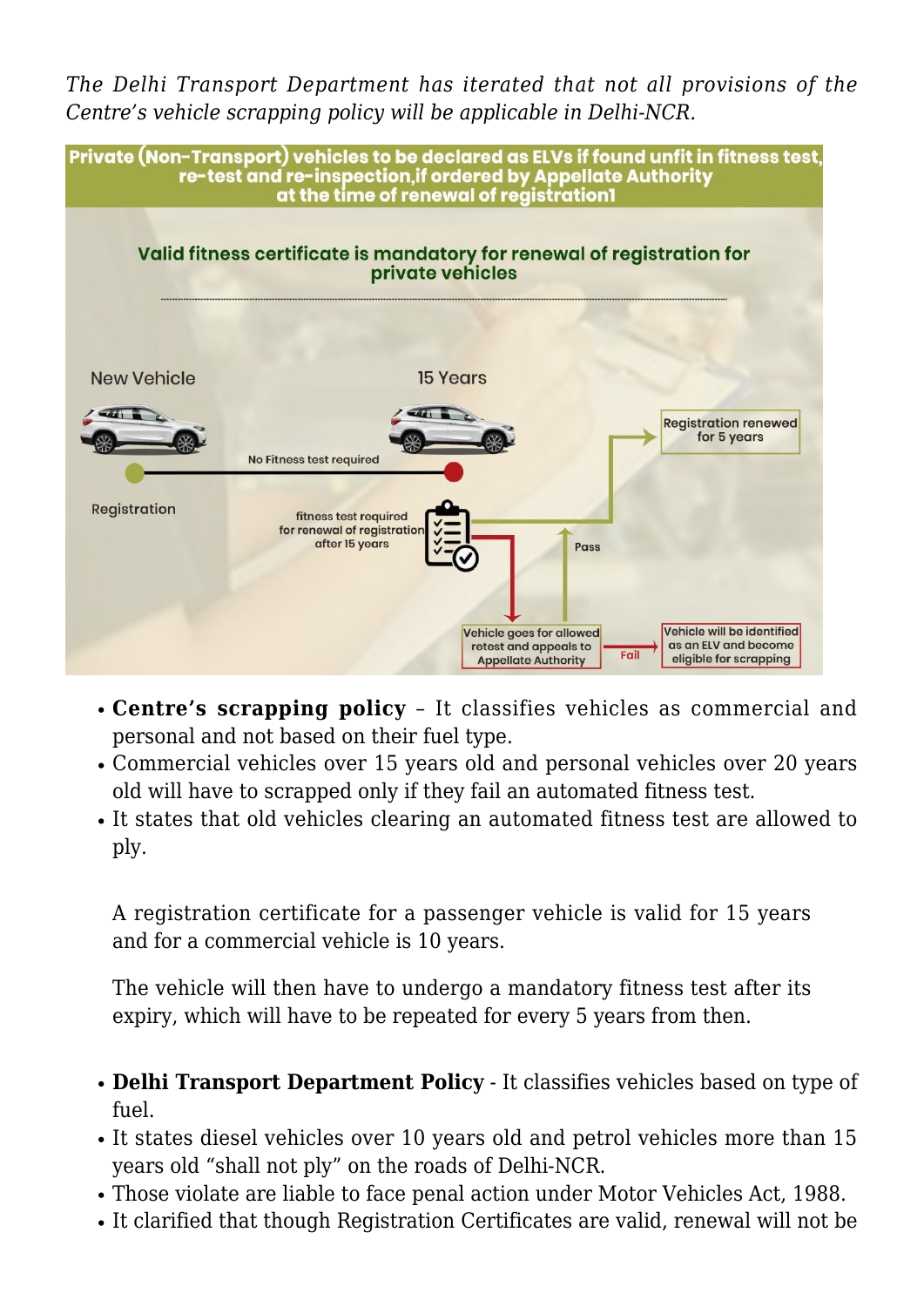*The Delhi Transport Department has iterated that not all provisions of the Centre's vehicle scrapping policy will be applicable in Delhi-NCR.*

Private (Non-Transport) vehicles to be declared as ELVs if found unfit in fitness test, re-test and re-inspection,if ordered by Appellate Authority at the time of renewal of registration1

Valid fitness certificate is mandatory for renewal of registration for private vehicles

New Vehicle

15 Years

Registration

No Fitness test required

fitness test required for renewal of registration after 15 years

Pass

Registration renewed for 5 years

Vehicle goes for allowed retest and appeals to Appellate Authority

Fail

Vehicle will be identified as an ELV and become eligible for scrapping

- **Centre's scrapping policy** – It classifies vehicles as commercial and personal and not based on their fuel type.
- Commercial vehicles over 15 years old and personal vehicles over 20 years old will have to scrapped only if they fail an automated fitness test.
- It states that old vehicles clearing an automated fitness test are allowed to ply.

  A registration certificate for a passenger vehicle is valid for 15 years and for a commercial vehicle is 10 years.

  The vehicle will then have to undergo a mandatory fitness test after its expiry, which will have to be repeated for every 5 years from then.

- **Delhi Transport Department Policy** - It classifies vehicles based on type of fuel.
- It states diesel vehicles over 10 years old and petrol vehicles more than 15 years old "shall not ply" on the roads of Delhi-NCR.
- Those violate are liable to face penal action under Motor Vehicles Act, 1988.
- It clarified that though Registration Certificates are valid, renewal will not be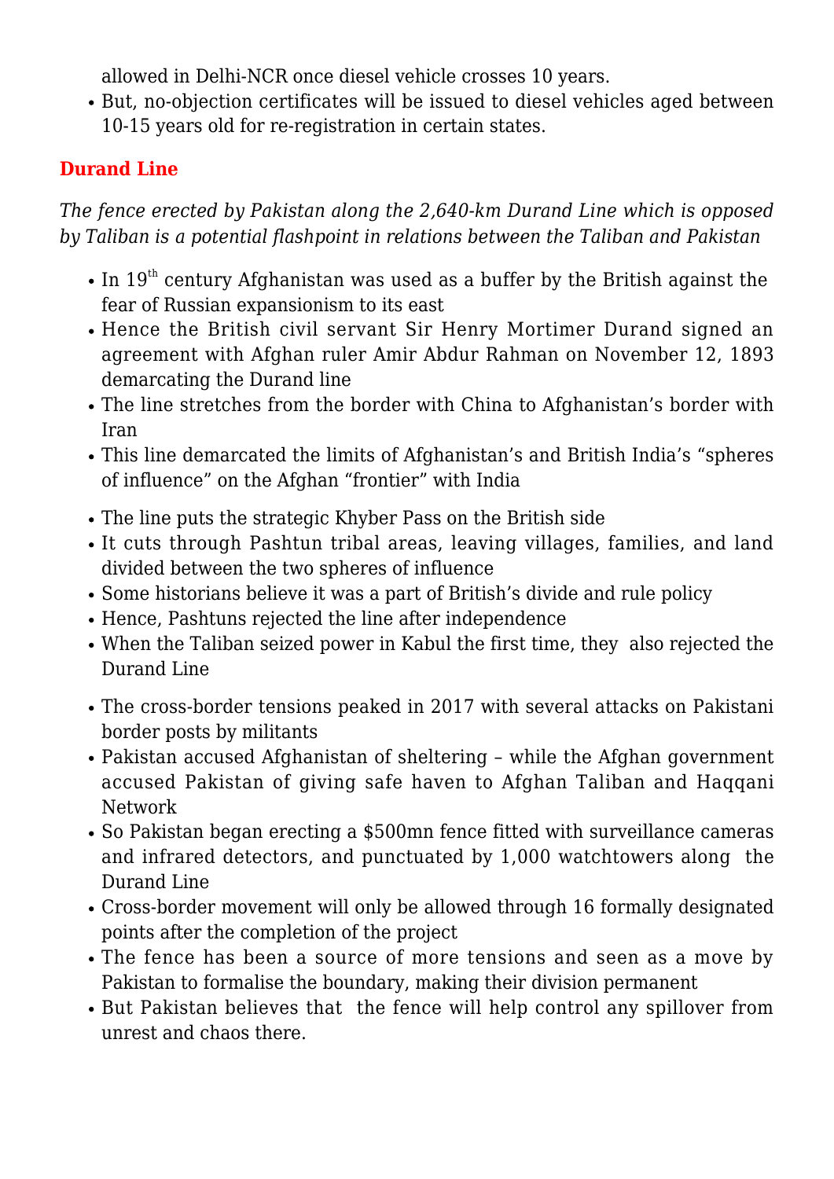allowed in Delhi-NCR once diesel vehicle crosses 10 years.

- But, no-objection certificates will be issued to diesel vehicles aged between 10-15 years old for re-registration in certain states.

## Durand Line

*The fence erected by Pakistan along the 2,640-km Durand Line which is opposed by Taliban is a potential flashpoint in relations between the Taliban and Pakistan*

- In 19th century Afghanistan was used as a buffer by the British against the fear of Russian expansionism to its east
- Hence the British civil servant Sir Henry Mortimer Durand signed an agreement with Afghan ruler Amir Abdur Rahman on November 12, 1893 demarcating the Durand line
- The line stretches from the border with China to Afghanistan's border with Iran
- This line demarcated the limits of Afghanistan's and British India's "spheres of influence" on the Afghan "frontier" with India
- The line puts the strategic Khyber Pass on the British side
- It cuts through Pashtun tribal areas, leaving villages, families, and land divided between the two spheres of influence
- Some historians believe it was a part of British's divide and rule policy
- Hence, Pashtuns rejected the line after independence
- When the Taliban seized power in Kabul the first time, they also rejected the Durand Line
- The cross-border tensions peaked in 2017 with several attacks on Pakistani border posts by militants
- Pakistan accused Afghanistan of sheltering – while the Afghan government accused Pakistan of giving safe haven to Afghan Taliban and Haqqani Network
- So Pakistan began erecting a $500mn fence fitted with surveillance cameras and infrared detectors, and punctuated by 1,000 watchtowers along the Durand Line
- Cross-border movement will only be allowed through 16 formally designated points after the completion of the project
- The fence has been a source of more tensions and seen as a move by Pakistan to formalise the boundary, making their division permanent
- But Pakistan believes that the fence will help control any spillover from unrest and chaos there.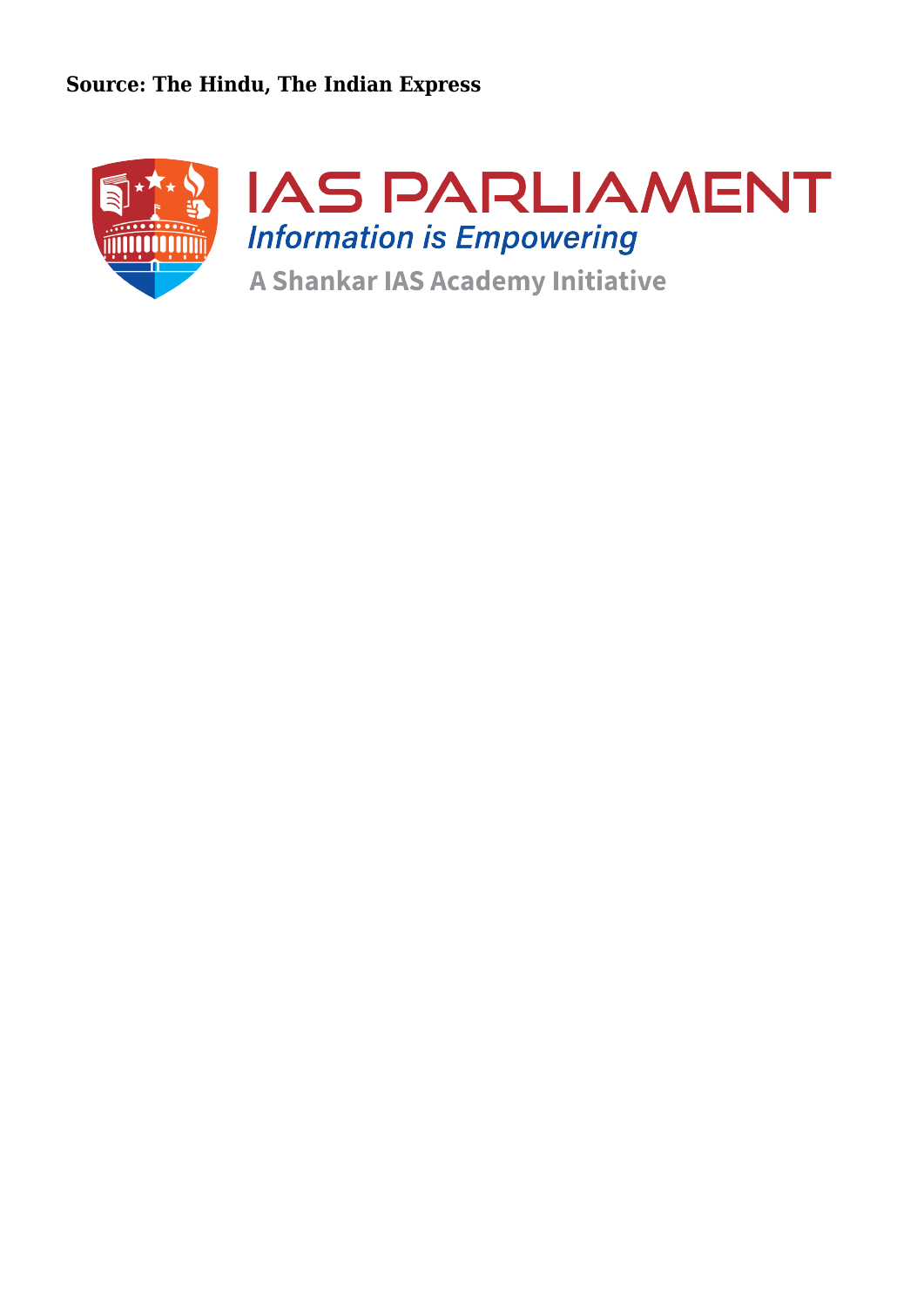**Source: The Hindu, The Indian Express**